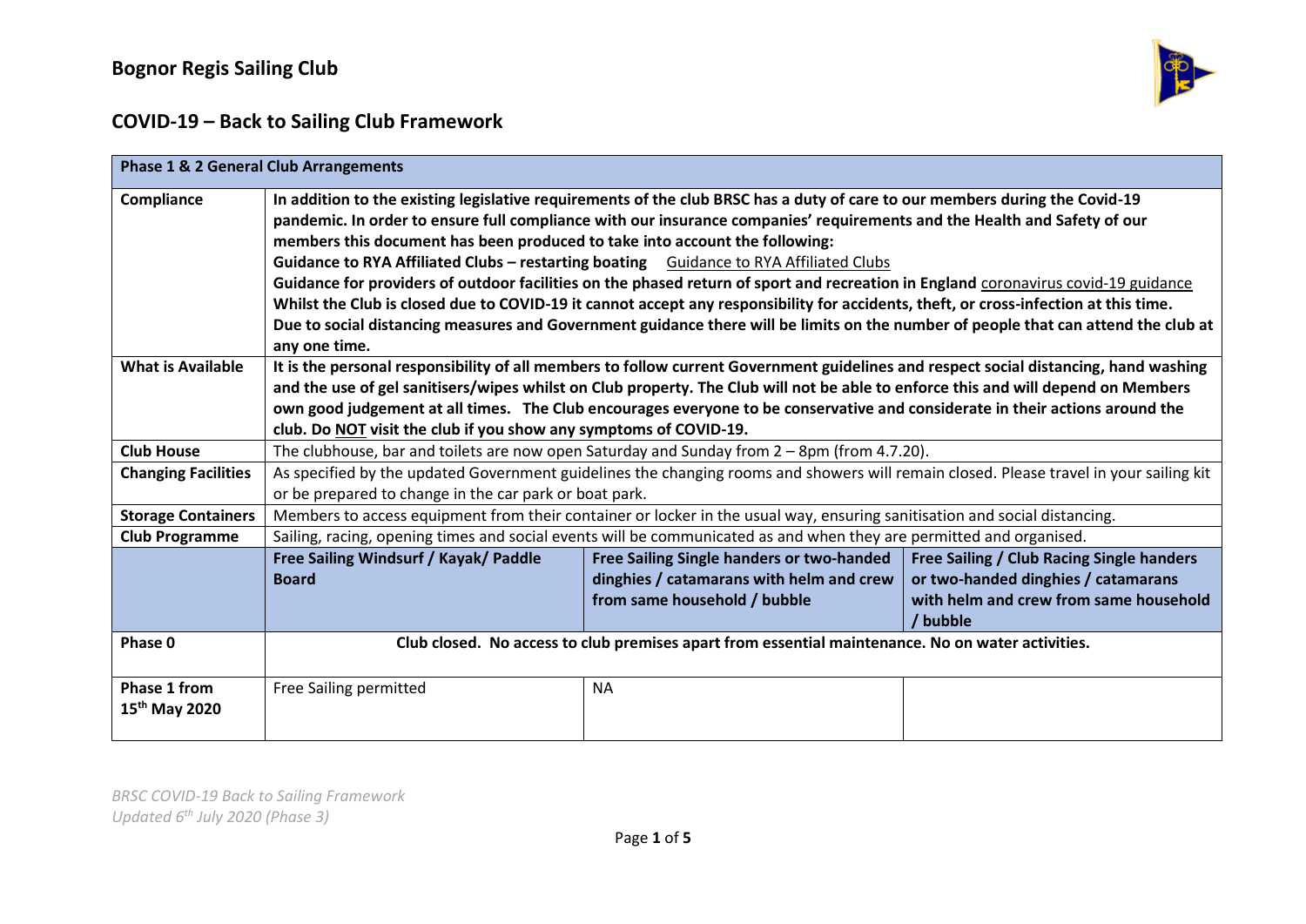# Bognor Regis Sailing Club

## COVID-19 – Back to Sailing Club Framework

| **Phase 1 & 2 General Club Arrangements** | | | |
|---|---|---|---|
| **Compliance** | **In addition to the existing legislative requirements of the club BRSC has a duty of care to our members during the Covid-19 pandemic. In order to ensure full compliance with our insurance companies' requirements and the Health and Safety of our members this document has been produced to take into account the following:** **Guidance to RYA Affiliated Clubs – restarting boating** Guidance to RYA Affiliated Clubs **Guidance for providers of outdoor facilities on the phased return of sport and recreation in England** coronavirus covid-19 guidance **Whilst the Club is closed due to COVID-19 it cannot accept any responsibility for accidents, theft, or cross-infection at this time.** **Due to social distancing measures and Government guidance there will be limits on the number of people that can attend the club at any one time.** | | |
| **What is Available** | **It is the personal responsibility of all members to follow current Government guidelines and respect social distancing, hand washing and the use of gel sanitisers/wipes whilst on Club property. The Club will not be able to enforce this and will depend on Members own good judgement at all times. The Club encourages everyone to be conservative and considerate in their actions around the club. Do NOT visit the club if you show any symptoms of COVID-19.** | | |
| **Club House** | The clubhouse, bar and toilets are now open Saturday and Sunday from 2 – 8pm (from 4.7.20). | | |
| **Changing Facilities** | As specified by the updated Government guidelines the changing rooms and showers will remain closed. Please travel in your sailing kit or be prepared to change in the car park or boat park. | | |
| **Storage Containers** | Members to access equipment from their container or locker in the usual way, ensuring sanitisation and social distancing. | | |
| **Club Programme** | Sailing, racing, opening times and social events will be communicated as and when they are permitted and organised. | | |
| | **Free Sailing Windsurf / Kayak/ Paddle Board** | **Free Sailing Single handers or two-handed dinghies / catamarans with helm and crew from same household / bubble** | **Free Sailing / Club Racing Single handers or two-handed dinghies / catamarans with helm and crew from same household / bubble** |
| **Phase 0** | **Club closed. No access to club premises apart from essential maintenance. No on water activities.** | | |
| **Phase 1 from 15th May 2020** | Free Sailing permitted | NA | |

*BRSC COVID-19 Back to Sailing Framework*
*Updated 6th July 2020 (Phase 3)*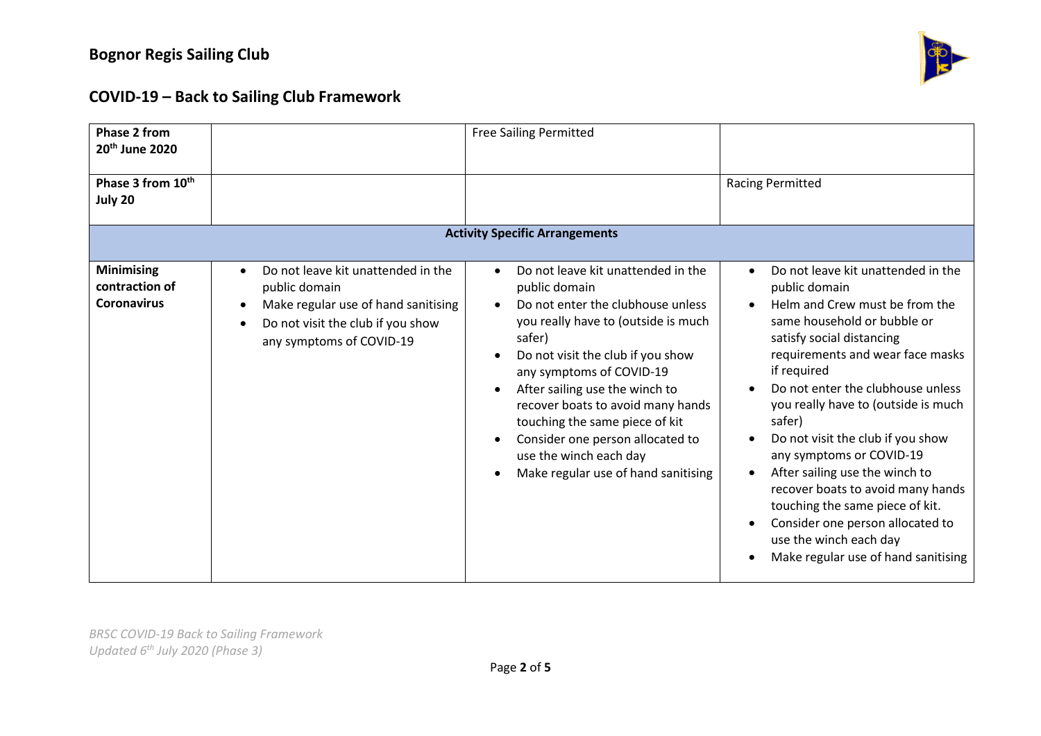## Bognor Regis Sailing Club

## COVID-19 – Back to Sailing Club Framework

| | | | |
|---|---|---|---|
| **Phase 2 from 20th June 2020** | | Free Sailing Permitted | |
| **Phase 3 from 10th July 20** | | | Racing Permitted |
| **Activity Specific Arrangements** | | | |
| **Minimising contraction of Coronavirus** | • Do not leave kit unattended in the public domain<br>• Make regular use of hand sanitising<br>• Do not visit the club if you show any symptoms of COVID-19 | • Do not leave kit unattended in the public domain<br>• Do not enter the clubhouse unless you really have to (outside is much safer)<br>• Do not visit the club if you show any symptoms of COVID-19<br>• After sailing use the winch to recover boats to avoid many hands touching the same piece of kit<br>• Consider one person allocated to use the winch each day<br>• Make regular use of hand sanitising | • Do not leave kit unattended in the public domain<br>• Helm and Crew must be from the same household or bubble or satisfy social distancing requirements and wear face masks if required<br>• Do not enter the clubhouse unless you really have to (outside is much safer)<br>• Do not visit the club if you show any symptoms or COVID-19<br>• After sailing use the winch to recover boats to avoid many hands touching the same piece of kit.<br>• Consider one person allocated to use the winch each day<br>• Make regular use of hand sanitising |

*BRSC COVID-19 Back to Sailing Framework*
*Updated 6th July 2020 (Phase 3)*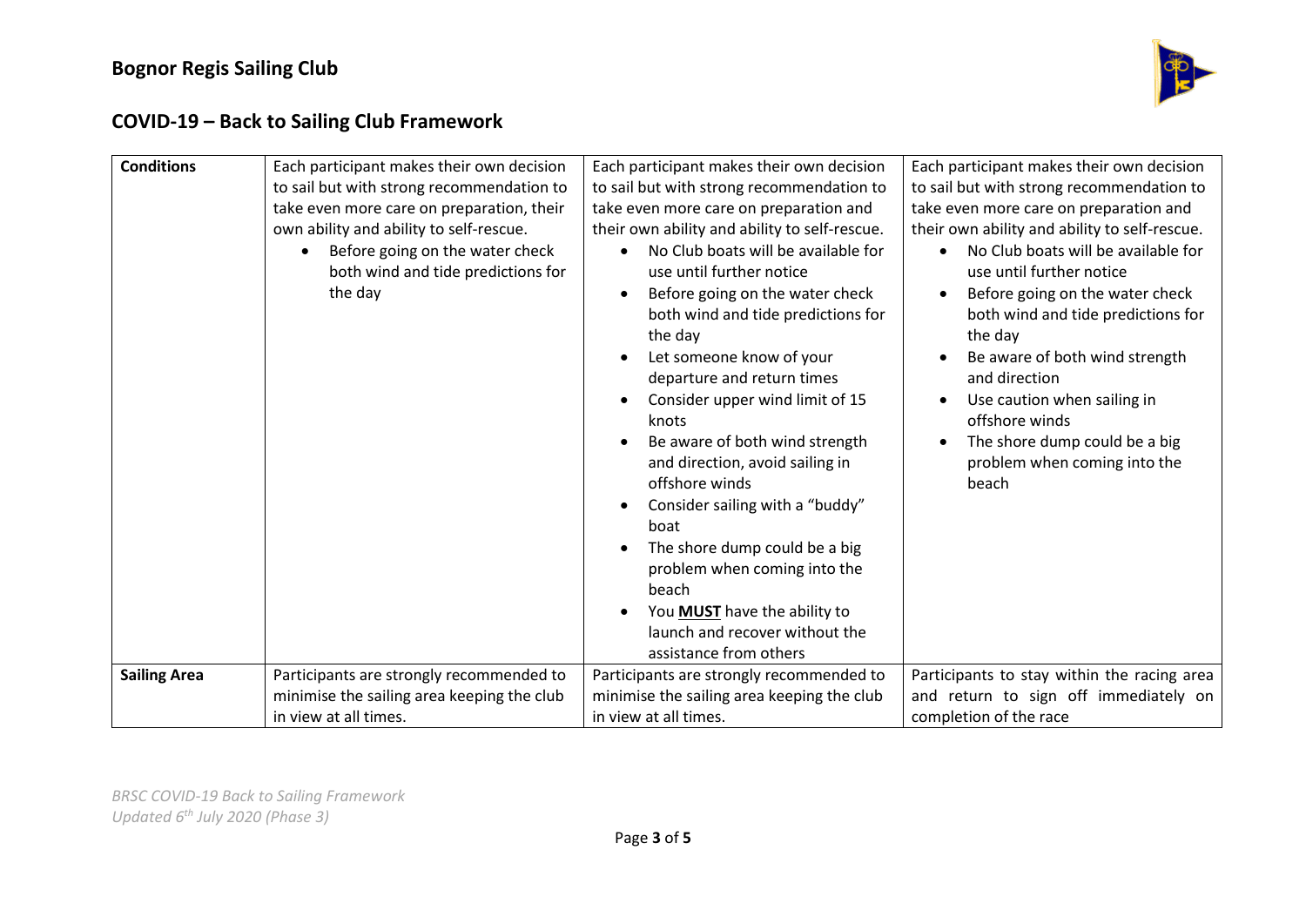## Bognor Regis Sailing Club

## COVID-19 – Back to Sailing Club Framework

| **Conditions** | Each participant makes their own decision to sail but with strong recommendation to take even more care on preparation, their own ability and ability to self-rescue.<br>• Before going on the water check both wind and tide predictions for the day | Each participant makes their own decision to sail but with strong recommendation to take even more care on preparation and their own ability and ability to self-rescue.<br>• No Club boats will be available for use until further notice<br>• Before going on the water check both wind and tide predictions for the day<br>• Let someone know of your departure and return times<br>• Consider upper wind limit of 15 knots<br>• Be aware of both wind strength and direction, avoid sailing in offshore winds<br>• Consider sailing with a "buddy" boat<br>• The shore dump could be a big problem when coming into the beach<br>• You **<u>MUST</u>** have the ability to launch and recover without the assistance from others | Each participant makes their own decision to sail but with strong recommendation to take even more care on preparation and their own ability and ability to self-rescue.<br>• No Club boats will be available for use until further notice<br>• Before going on the water check both wind and tide predictions for the day<br>• Be aware of both wind strength and direction<br>• Use caution when sailing in offshore winds<br>• The shore dump could be a big problem when coming into the beach |
|---|---|---|---|
| **Sailing Area** | Participants are strongly recommended to minimise the sailing area keeping the club in view at all times. | Participants are strongly recommended to minimise the sailing area keeping the club in view at all times. | Participants to stay within the racing area and return to sign off immediately on completion of the race |

*BRSC COVID-19 Back to Sailing Framework*
*Updated 6th July 2020 (Phase 3)*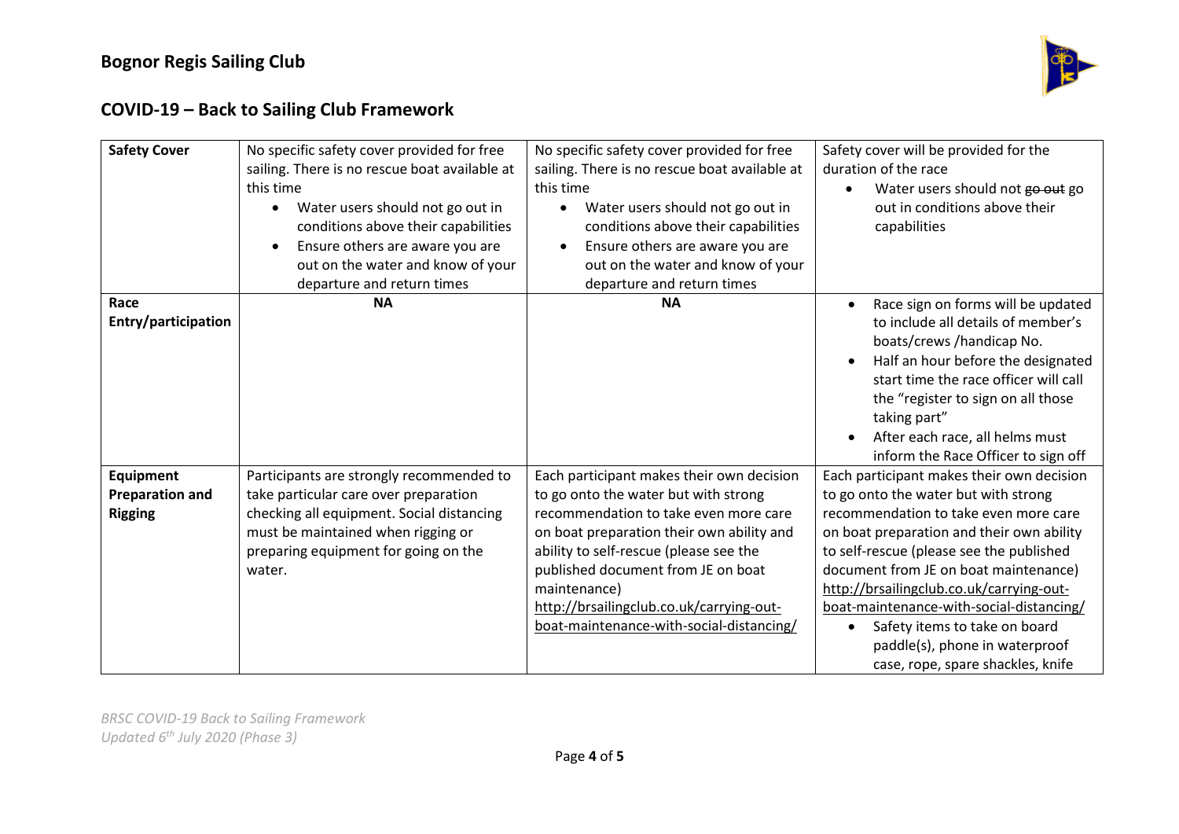| Safety Cover | No specific safety cover provided for free sailing. There is no rescue boat available at this time<br>• Water users should not go out in conditions above their capabilities<br>• Ensure others are aware you are out on the water and know of your departure and return times | No specific safety cover provided for free sailing. There is no rescue boat available at this time<br>• Water users should not go out in conditions above their capabilities<br>• Ensure others are aware you are out on the water and know of your departure and return times | Safety cover will be provided for the duration of the race<br>• Water users should not ~~go out~~ go out in conditions above their capabilities |
|---|---|---|---|
| **Race Entry/participation** | **NA** | **NA** | • Race sign on forms will be updated to include all details of member's boats/crews /handicap No.<br>• Half an hour before the designated start time the race officer will call the "register to sign on all those taking part"<br>• After each race, all helms must inform the Race Officer to sign off |
| **Equipment Preparation and Rigging** | Participants are strongly recommended to take particular care over preparation checking all equipment. Social distancing must be maintained when rigging or preparing equipment for going on the water. | Each participant makes their own decision to go onto the water but with strong recommendation to take even more care on boat preparation their own ability and ability to self-rescue (please see the published document from JE on boat maintenance) http://brsailingclub.co.uk/carrying-out-boat-maintenance-with-social-distancing/ | Each participant makes their own decision to go onto the water but with strong recommendation to take even more care on boat preparation and their own ability to self-rescue (please see the published document from JE on boat maintenance) http://brsailingclub.co.uk/carrying-out-boat-maintenance-with-social-distancing/<br>• Safety items to take on board paddle(s), phone in waterproof case, rope, spare shackles, knife |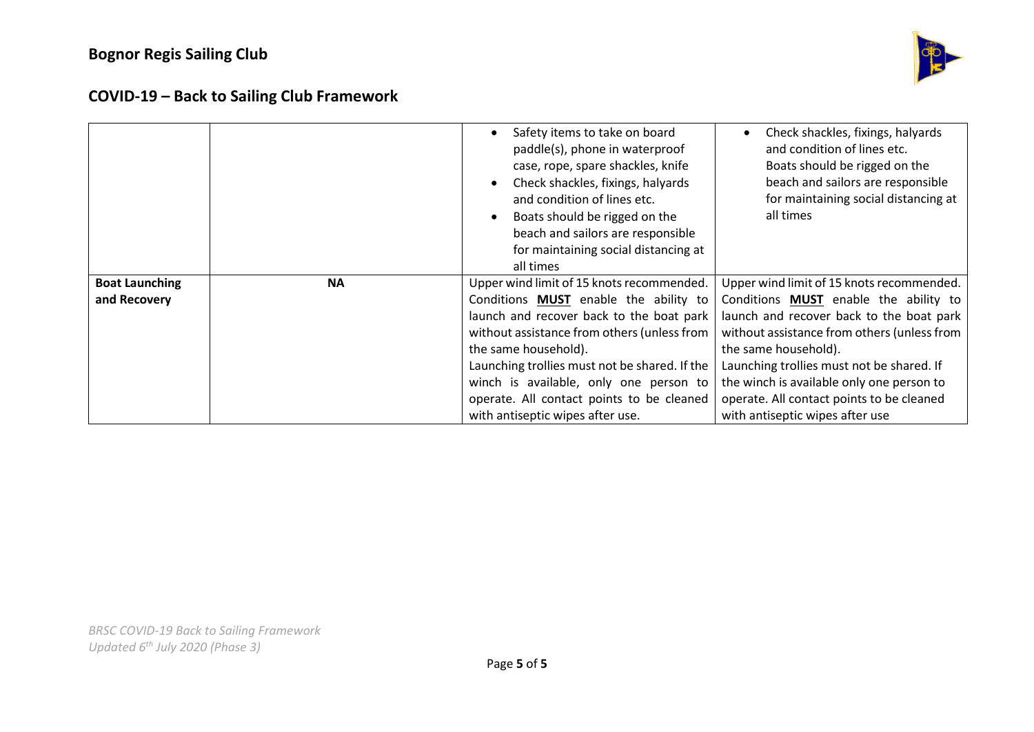| | | | |
|---|---|---|---|
| | | • Safety items to take on board paddle(s), phone in waterproof case, rope, spare shackles, knife<br>• Check shackles, fixings, halyards and condition of lines etc.<br>• Boats should be rigged on the beach and sailors are responsible for maintaining social distancing at all times | • Check shackles, fixings, halyards and condition of lines etc. Boats should be rigged on the beach and sailors are responsible for maintaining social distancing at all times |
| **Boat Launching and Recovery** | **NA** | Upper wind limit of 15 knots recommended. Conditions **MUST** enable the ability to launch and recover back to the boat park without assistance from others (unless from the same household).<br>Launching trollies must not be shared. If the winch is available, only one person to operate. All contact points to be cleaned with antiseptic wipes after use. | Upper wind limit of 15 knots recommended. Conditions **MUST** enable the ability to launch and recover back to the boat park without assistance from others (unless from the same household).<br>Launching trollies must not be shared. If the winch is available only one person to operate. All contact points to be cleaned with antiseptic wipes after use |